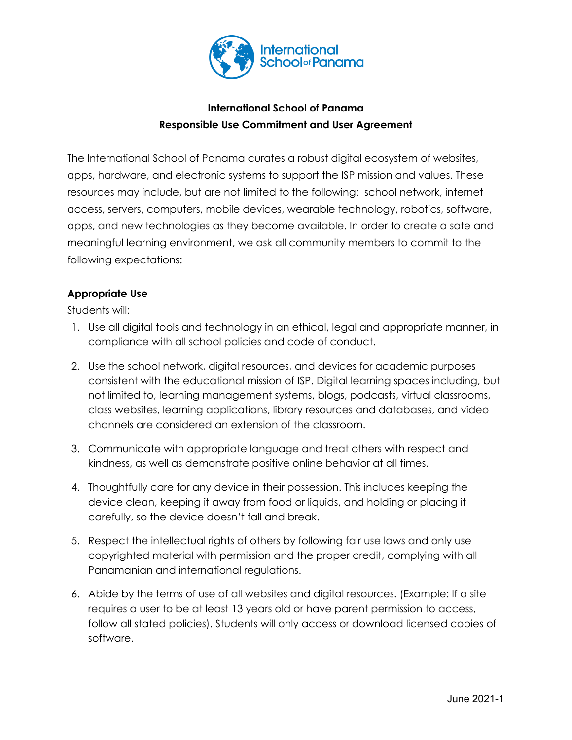**International School of Panama**
**Responsible Use Commitment and User Agreement**

The International School of Panama curates a robust digital ecosystem of websites, apps, hardware, and electronic systems to support the ISP mission and values. These resources may include, but are not limited to the following:  school network, internet access, servers, computers, mobile devices, wearable technology, robotics, software, apps, and new technologies as they become available. In order to create a safe and meaningful learning environment, we ask all community members to commit to the following expectations:

### Appropriate Use

Students will:

1. Use all digital tools and technology in an ethical, legal and appropriate manner, in compliance with all school policies and code of conduct.
2. Use the school network, digital resources, and devices for academic purposes consistent with the educational mission of ISP. Digital learning spaces including, but not limited to, learning management systems, blogs, podcasts, virtual classrooms, class websites, learning applications, library resources and databases, and video channels are considered an extension of the classroom.
3. Communicate with appropriate language and treat others with respect and kindness, as well as demonstrate positive online behavior at all times.
4. Thoughtfully care for any device in their possession. This includes keeping the device clean, keeping it away from food or liquids, and holding or placing it carefully, so the device doesn't fall and break.
5. Respect the intellectual rights of others by following fair use laws and only use copyrighted material with permission and the proper credit, complying with all Panamanian and international regulations.
6. Abide by the terms of use of all websites and digital resources. (Example: If a site requires a user to be at least 13 years old or have parent permission to access, follow all stated policies). Students will only access or download licensed copies of software.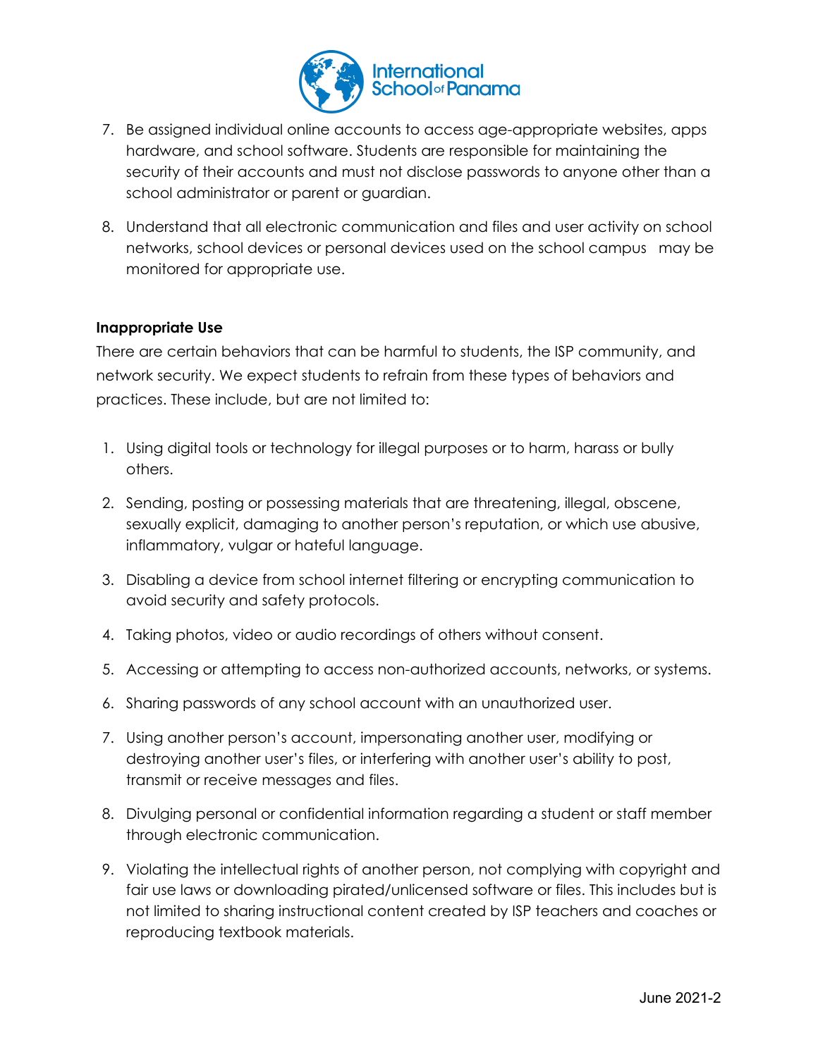7. Be assigned individual online accounts to access age-appropriate websites, apps hardware, and school software. Students are responsible for maintaining the security of their accounts and must not disclose passwords to anyone other than a school administrator or parent or guardian.

8. Understand that all electronic communication and files and user activity on school networks, school devices or personal devices used on the school campus may be monitored for appropriate use.

**Inappropriate Use**

There are certain behaviors that can be harmful to students, the ISP community, and network security. We expect students to refrain from these types of behaviors and practices. These include, but are not limited to:

1. Using digital tools or technology for illegal purposes or to harm, harass or bully others.

2. Sending, posting or possessing materials that are threatening, illegal, obscene, sexually explicit, damaging to another person's reputation, or which use abusive, inflammatory, vulgar or hateful language.

3. Disabling a device from school internet filtering or encrypting communication to avoid security and safety protocols.

4. Taking photos, video or audio recordings of others without consent.

5. Accessing or attempting to access non-authorized accounts, networks, or systems.

6. Sharing passwords of any school account with an unauthorized user.

7. Using another person's account, impersonating another user, modifying or destroying another user's files, or interfering with another user's ability to post, transmit or receive messages and files.

8. Divulging personal or confidential information regarding a student or staff member through electronic communication.

9. Violating the intellectual rights of another person, not complying with copyright and fair use laws or downloading pirated/unlicensed software or files. This includes but is not limited to sharing instructional content created by ISP teachers and coaches or reproducing textbook materials.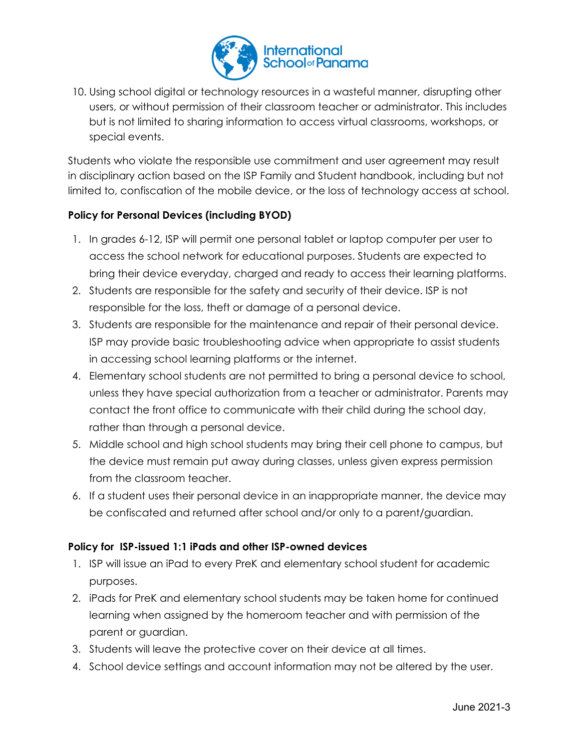10. Using school digital or technology resources in a wasteful manner, disrupting other users, or without permission of their classroom teacher or administrator. This includes but is not limited to sharing information to access virtual classrooms, workshops, or special events.

Students who violate the responsible use commitment and user agreement may result in disciplinary action based on the ISP Family and Student handbook, including but not limited to, confiscation of the mobile device, or the loss of technology access at school.

**Policy for Personal Devices (including BYOD)**

1. In grades 6-12, ISP will permit one personal tablet or laptop computer per user to access the school network for educational purposes. Students are expected to bring their device everyday, charged and ready to access their learning platforms.
2. Students are responsible for the safety and security of their device. ISP is not responsible for the loss, theft or damage of a personal device.
3. Students are responsible for the maintenance and repair of their personal device. ISP may provide basic troubleshooting advice when appropriate to assist students in accessing school learning platforms or the internet.
4. Elementary school students are not permitted to bring a personal device to school, unless they have special authorization from a teacher or administrator. Parents may contact the front office to communicate with their child during the school day, rather than through a personal device.
5. Middle school and high school students may bring their cell phone to campus, but the device must remain put away during classes, unless given express permission from the classroom teacher.
6. If a student uses their personal device in an inappropriate manner, the device may be confiscated and returned after school and/or only to a parent/guardian.

**Policy for ISP-issued 1:1 iPads and other ISP-owned devices**

1. ISP will issue an iPad to every PreK and elementary school student for academic purposes.
2. iPads for PreK and elementary school students may be taken home for continued learning when assigned by the homeroom teacher and with permission of the parent or guardian.
3. Students will leave the protective cover on their device at all times.
4. School device settings and account information may not be altered by the user.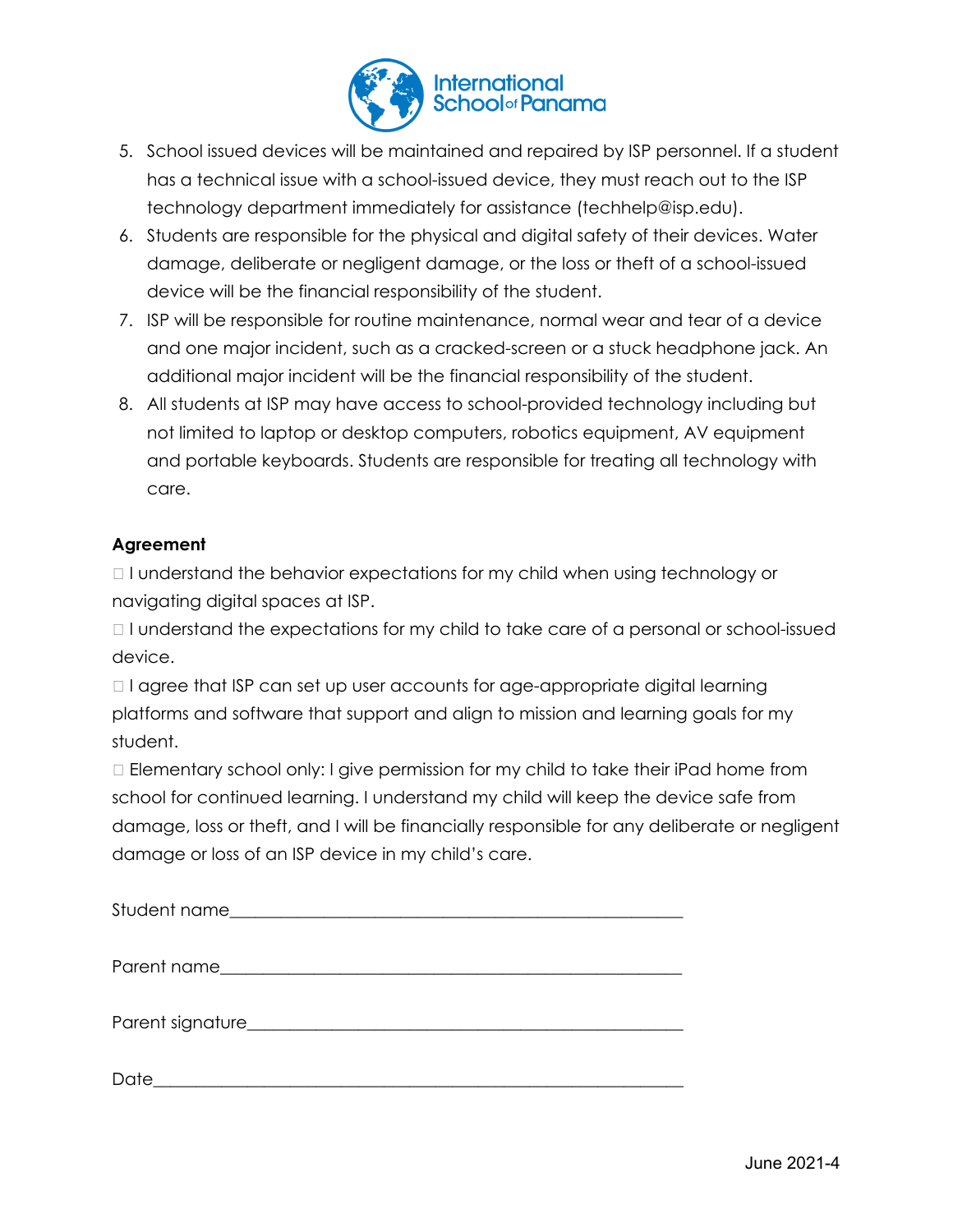5. School issued devices will be maintained and repaired by ISP personnel. If a student has a technical issue with a school-issued device, they must reach out to the ISP technology department immediately for assistance (techhelp@isp.edu).
6. Students are responsible for the physical and digital safety of their devices. Water damage, deliberate or negligent damage, or the loss or theft of a school-issued device will be the financial responsibility of the student.
7. ISP will be responsible for routine maintenance, normal wear and tear of a device and one major incident, such as a cracked-screen or a stuck headphone jack. An additional major incident will be the financial responsibility of the student.
8. All students at ISP may have access to school-provided technology including but not limited to laptop or desktop computers, robotics equipment, AV equipment and portable keyboards. Students are responsible for treating all technology with care.

**Agreement**

☐ I understand the behavior expectations for my child when using technology or navigating digital spaces at ISP.

☐ I understand the expectations for my child to take care of a personal or school-issued device.

☐ I agree that ISP can set up user accounts for age-appropriate digital learning platforms and software that support and align to mission and learning goals for my student.

☐ Elementary school only: I give permission for my child to take their iPad home from school for continued learning. I understand my child will keep the device safe from damage, loss or theft, and I will be financially responsible for any deliberate or negligent damage or loss of an ISP device in my child's care.

Student name_______________________________________________

Parent name_______________________________________________

Parent signature____________________________________________

Date______________________________________________________

June 2021-4